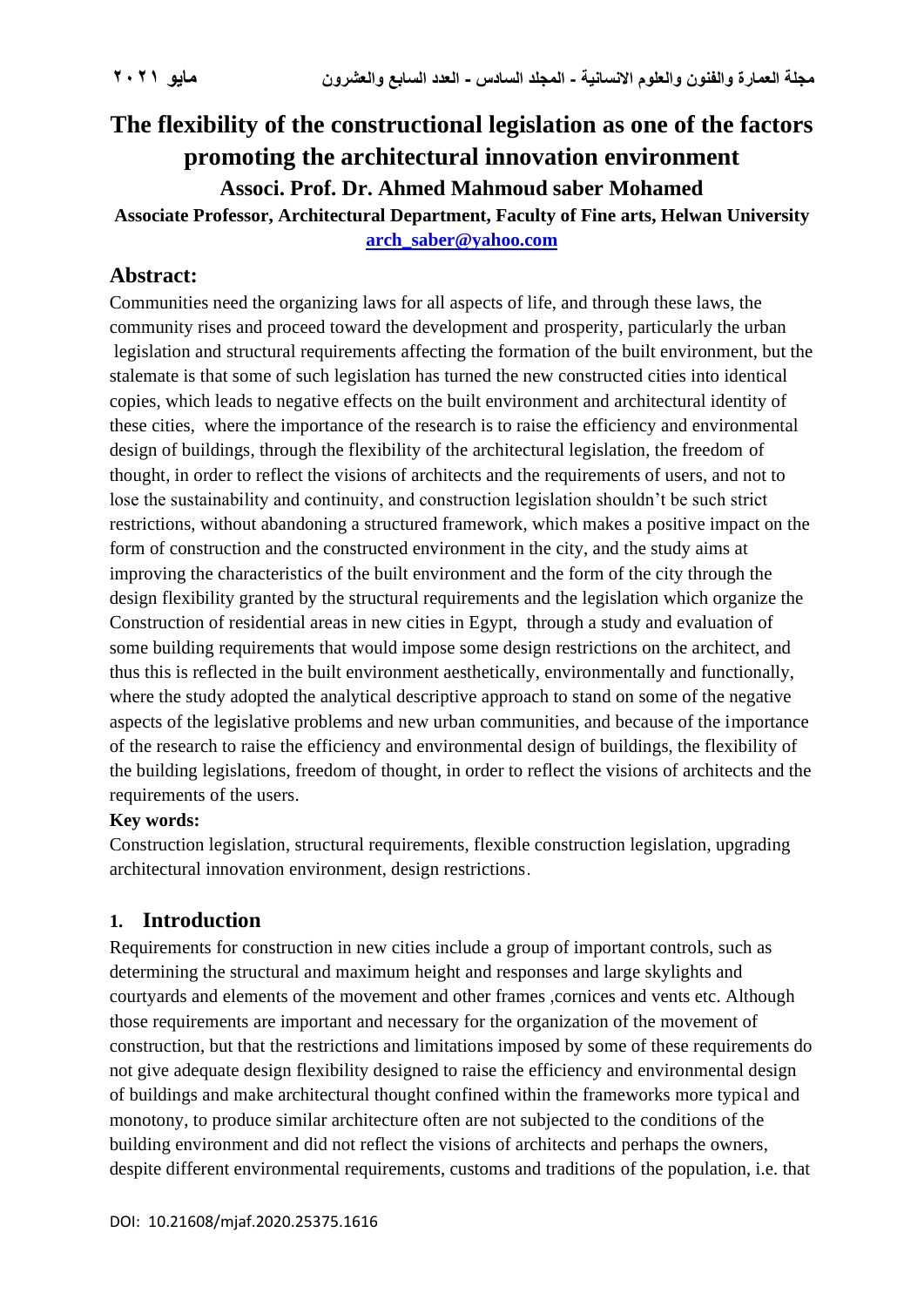# The flexibility of the constructional legislation as one of the factors promoting the architectural innovation environment

**Associ. Prof. Dr. Ahmed Mahmoud saber Mohamed**

**Associate Professor, Architectural Department, Faculty of Fine arts, Helwan University**

**arch_saber@yahoo.com**

## Abstract:

Communities need the organizing laws for all aspects of life, and through these laws, the community rises and proceed toward the development and prosperity, particularly the urban legislation and structural requirements affecting the formation of the built environment, but the stalemate is that some of such legislation has turned the new constructed cities into identical copies, which leads to negative effects on the built environment and architectural identity of these cities, where the importance of the research is to raise the efficiency and environmental design of buildings, through the flexibility of the architectural legislation, the freedom of thought, in order to reflect the visions of architects and the requirements of users, and not to lose the sustainability and continuity, and construction legislation shouldn't be such strict restrictions, without abandoning a structured framework, which makes a positive impact on the form of construction and the constructed environment in the city, and the study aims at improving the characteristics of the built environment and the form of the city through the design flexibility granted by the structural requirements and the legislation which organize the Construction of residential areas in new cities in Egypt, through a study and evaluation of some building requirements that would impose some design restrictions on the architect, and thus this is reflected in the built environment aesthetically, environmentally and functionally, where the study adopted the analytical descriptive approach to stand on some of the negative aspects of the legislative problems and new urban communities, and because of the importance of the research to raise the efficiency and environmental design of buildings, the flexibility of the building legislations, freedom of thought, in order to reflect the visions of architects and the requirements of the users.

**Key words:**

Construction legislation, structural requirements, flexible construction legislation, upgrading architectural innovation environment, design restrictions.

## 1. Introduction

Requirements for construction in new cities include a group of important controls, such as determining the structural and maximum height and responses and large skylights and courtyards and elements of the movement and other frames ,cornices and vents etc. Although those requirements are important and necessary for the organization of the movement of construction, but that the restrictions and limitations imposed by some of these requirements do not give adequate design flexibility designed to raise the efficiency and environmental design of buildings and make architectural thought confined within the frameworks more typical and monotony, to produce similar architecture often are not subjected to the conditions of the building environment and did not reflect the visions of architects and perhaps the owners, despite different environmental requirements, customs and traditions of the population, i.e. that

DOI: 10.21608/mjaf.2020.25375.1616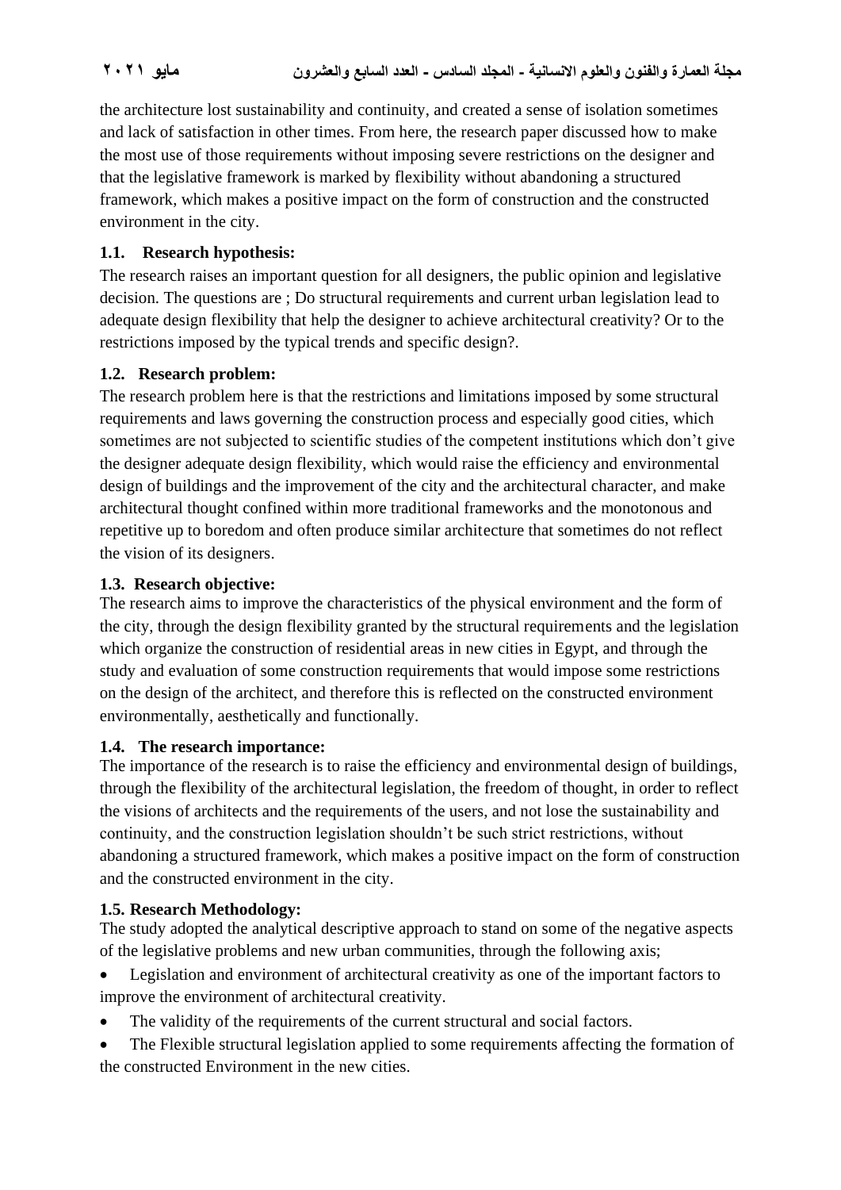the architecture lost sustainability and continuity, and created a sense of isolation sometimes and lack of satisfaction in other times. From here, the research paper discussed how to make the most use of those requirements without imposing severe restrictions on the designer and that the legislative framework is marked by flexibility without abandoning a structured framework, which makes a positive impact on the form of construction and the constructed environment in the city.

### 1.1. Research hypothesis:

The research raises an important question for all designers, the public opinion and legislative decision. The questions are ; Do structural requirements and current urban legislation lead to adequate design flexibility that help the designer to achieve architectural creativity? Or to the restrictions imposed by the typical trends and specific design?.

### 1.2. Research problem:

The research problem here is that the restrictions and limitations imposed by some structural requirements and laws governing the construction process and especially good cities, which sometimes are not subjected to scientific studies of the competent institutions which don't give the designer adequate design flexibility, which would raise the efficiency and environmental design of buildings and the improvement of the city and the architectural character, and make architectural thought confined within more traditional frameworks and the monotonous and repetitive up to boredom and often produce similar architecture that sometimes do not reflect the vision of its designers.

### 1.3. Research objective:

The research aims to improve the characteristics of the physical environment and the form of the city, through the design flexibility granted by the structural requirements and the legislation which organize the construction of residential areas in new cities in Egypt, and through the study and evaluation of some construction requirements that would impose some restrictions on the design of the architect, and therefore this is reflected on the constructed environment environmentally, aesthetically and functionally.

### 1.4. The research importance:

The importance of the research is to raise the efficiency and environmental design of buildings, through the flexibility of the architectural legislation, the freedom of thought, in order to reflect the visions of architects and the requirements of the users, and not lose the sustainability and continuity, and the construction legislation shouldn't be such strict restrictions, without abandoning a structured framework, which makes a positive impact on the form of construction and the constructed environment in the city.

### 1.5. Research Methodology:

The study adopted the analytical descriptive approach to stand on some of the negative aspects of the legislative problems and new urban communities, through the following axis;

- Legislation and environment of architectural creativity as one of the important factors to improve the environment of architectural creativity.
- The validity of the requirements of the current structural and social factors.
- The Flexible structural legislation applied to some requirements affecting the formation of the constructed Environment in the new cities.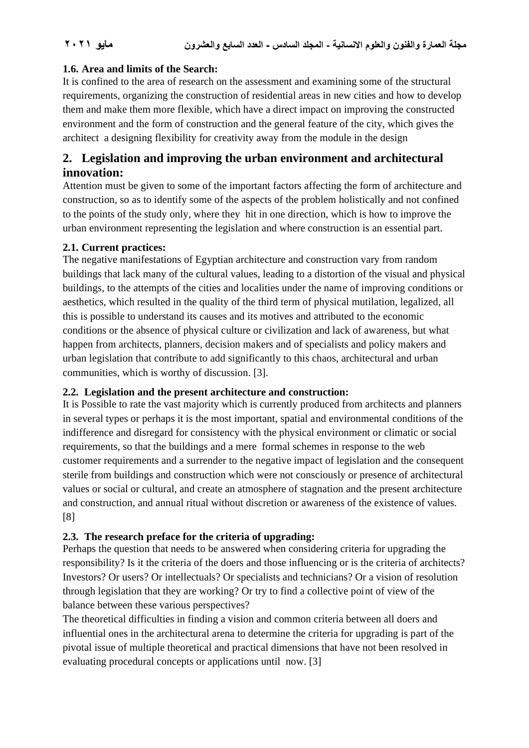### 1.6. Area and limits of the Search:

It is confined to the area of research on the assessment and examining some of the structural requirements, organizing the construction of residential areas in new cities and how to develop them and make them more flexible, which have a direct impact on improving the constructed environment and the form of construction and the general feature of the city, which gives the architect a designing flexibility for creativity away from the module in the design

## 2. Legislation and improving the urban environment and architectural innovation:

Attention must be given to some of the important factors affecting the form of architecture and construction, so as to identify some of the aspects of the problem holistically and not confined to the points of the study only, where they hit in one direction, which is how to improve the urban environment representing the legislation and where construction is an essential part.

### 2.1. Current practices:

The negative manifestations of Egyptian architecture and construction vary from random buildings that lack many of the cultural values, leading to a distortion of the visual and physical buildings, to the attempts of the cities and localities under the name of improving conditions or aesthetics, which resulted in the quality of the third term of physical mutilation, legalized, all this is possible to understand its causes and its motives and attributed to the economic conditions or the absence of physical culture or civilization and lack of awareness, but what happen from architects, planners, decision makers and of specialists and policy makers and urban legislation that contribute to add significantly to this chaos, architectural and urban communities, which is worthy of discussion. [3].

### 2.2. Legislation and the present architecture and construction:

It is Possible to rate the vast majority which is currently produced from architects and planners in several types or perhaps it is the most important, spatial and environmental conditions of the indifference and disregard for consistency with the physical environment or climatic or social requirements, so that the buildings and a mere formal schemes in response to the web customer requirements and a surrender to the negative impact of legislation and the consequent sterile from buildings and construction which were not consciously or presence of architectural values or social or cultural, and create an atmosphere of stagnation and the present architecture and construction, and annual ritual without discretion or awareness of the existence of values. [8]

### 2.3. The research preface for the criteria of upgrading:

Perhaps the question that needs to be answered when considering criteria for upgrading the responsibility? Is it the criteria of the doers and those influencing or is the criteria of architects? Investors? Or users? Or intellectuals? Or specialists and technicians? Or a vision of resolution through legislation that they are working? Or try to find a collective point of view of the balance between these various perspectives?

The theoretical difficulties in finding a vision and common criteria between all doers and influential ones in the architectural arena to determine the criteria for upgrading is part of the pivotal issue of multiple theoretical and practical dimensions that have not been resolved in evaluating procedural concepts or applications until now. [3]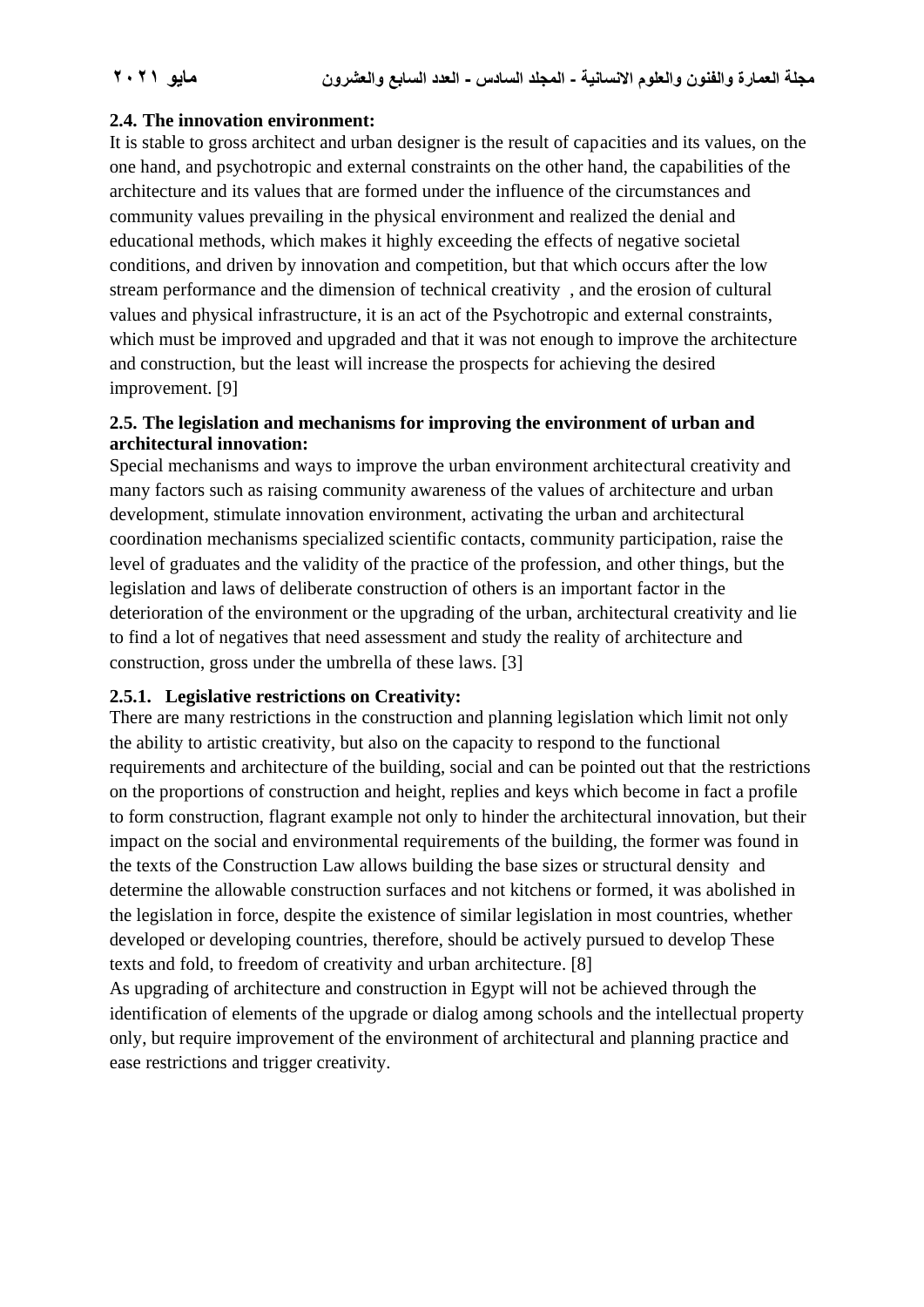## 2.4. The innovation environment:

It is stable to gross architect and urban designer is the result of capacities and its values, on the one hand, and psychotropic and external constraints on the other hand, the capabilities of the architecture and its values that are formed under the influence of the circumstances and community values prevailing in the physical environment and realized the denial and educational methods, which makes it highly exceeding the effects of negative societal conditions, and driven by innovation and competition, but that which occurs after the low stream performance and the dimension of technical creativity , and the erosion of cultural values and physical infrastructure, it is an act of the Psychotropic and external constraints, which must be improved and upgraded and that it was not enough to improve the architecture and construction, but the least will increase the prospects for achieving the desired improvement. [9]

## 2.5. The legislation and mechanisms for improving the environment of urban and architectural innovation:

Special mechanisms and ways to improve the urban environment architectural creativity and many factors such as raising community awareness of the values of architecture and urban development, stimulate innovation environment, activating the urban and architectural coordination mechanisms specialized scientific contacts, community participation, raise the level of graduates and the validity of the practice of the profession, and other things, but the legislation and laws of deliberate construction of others is an important factor in the deterioration of the environment or the upgrading of the urban, architectural creativity and lie to find a lot of negatives that need assessment and study the reality of architecture and construction, gross under the umbrella of these laws. [3]

### 2.5.1. Legislative restrictions on Creativity:

There are many restrictions in the construction and planning legislation which limit not only the ability to artistic creativity, but also on the capacity to respond to the functional requirements and architecture of the building, social and can be pointed out that the restrictions on the proportions of construction and height, replies and keys which become in fact a profile to form construction, flagrant example not only to hinder the architectural innovation, but their impact on the social and environmental requirements of the building, the former was found in the texts of the Construction Law allows building the base sizes or structural density and determine the allowable construction surfaces and not kitchens or formed, it was abolished in the legislation in force, despite the existence of similar legislation in most countries, whether developed or developing countries, therefore, should be actively pursued to develop These texts and fold, to freedom of creativity and urban architecture. [8]

As upgrading of architecture and construction in Egypt will not be achieved through the identification of elements of the upgrade or dialog among schools and the intellectual property only, but require improvement of the environment of architectural and planning practice and ease restrictions and trigger creativity.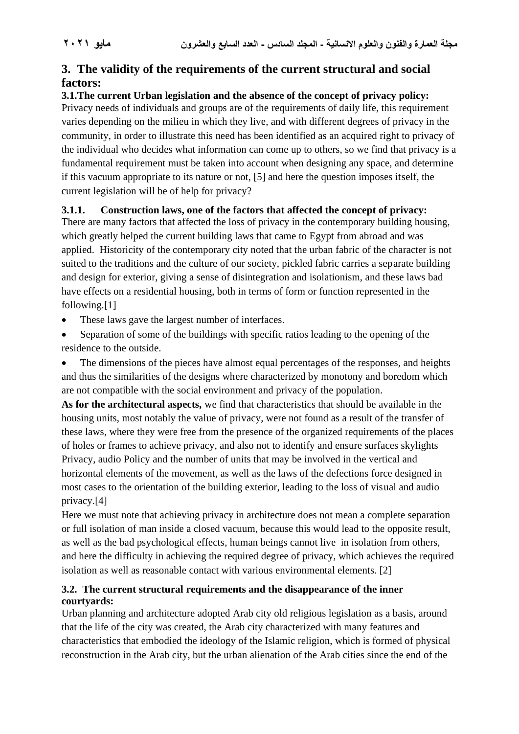## 3. The validity of the requirements of the current structural and social factors:

### 3.1.The current Urban legislation and the absence of the concept of privacy policy:

Privacy needs of individuals and groups are of the requirements of daily life, this requirement varies depending on the milieu in which they live, and with different degrees of privacy in the community, in order to illustrate this need has been identified as an acquired right to privacy of the individual who decides what information can come up to others, so we find that privacy is a fundamental requirement must be taken into account when designing any space, and determine if this vacuum appropriate to its nature or not, [5] and here the question imposes itself, the current legislation will be of help for privacy?

#### 3.1.1. Construction laws, one of the factors that affected the concept of privacy:

There are many factors that affected the loss of privacy in the contemporary building housing, which greatly helped the current building laws that came to Egypt from abroad and was applied. Historicity of the contemporary city noted that the urban fabric of the character is not suited to the traditions and the culture of our society, pickled fabric carries a separate building and design for exterior, giving a sense of disintegration and isolationism, and these laws bad have effects on a residential housing, both in terms of form or function represented in the following.[1]

- These laws gave the largest number of interfaces.
- Separation of some of the buildings with specific ratios leading to the opening of the residence to the outside.
- The dimensions of the pieces have almost equal percentages of the responses, and heights and thus the similarities of the designs where characterized by monotony and boredom which are not compatible with the social environment and privacy of the population.

**As for the architectural aspects,** we find that characteristics that should be available in the housing units, most notably the value of privacy, were not found as a result of the transfer of these laws, where they were free from the presence of the organized requirements of the places of holes or frames to achieve privacy, and also not to identify and ensure surfaces skylights Privacy, audio Policy and the number of units that may be involved in the vertical and horizontal elements of the movement, as well as the laws of the defections force designed in most cases to the orientation of the building exterior, leading to the loss of visual and audio privacy.[4]

Here we must note that achieving privacy in architecture does not mean a complete separation or full isolation of man inside a closed vacuum, because this would lead to the opposite result, as well as the bad psychological effects, human beings cannot live in isolation from others, and here the difficulty in achieving the required degree of privacy, which achieves the required isolation as well as reasonable contact with various environmental elements. [2]

### 3.2. The current structural requirements and the disappearance of the inner courtyards:

Urban planning and architecture adopted Arab city old religious legislation as a basis, around that the life of the city was created, the Arab city characterized with many features and characteristics that embodied the ideology of the Islamic religion, which is formed of physical reconstruction in the Arab city, but the urban alienation of the Arab cities since the end of the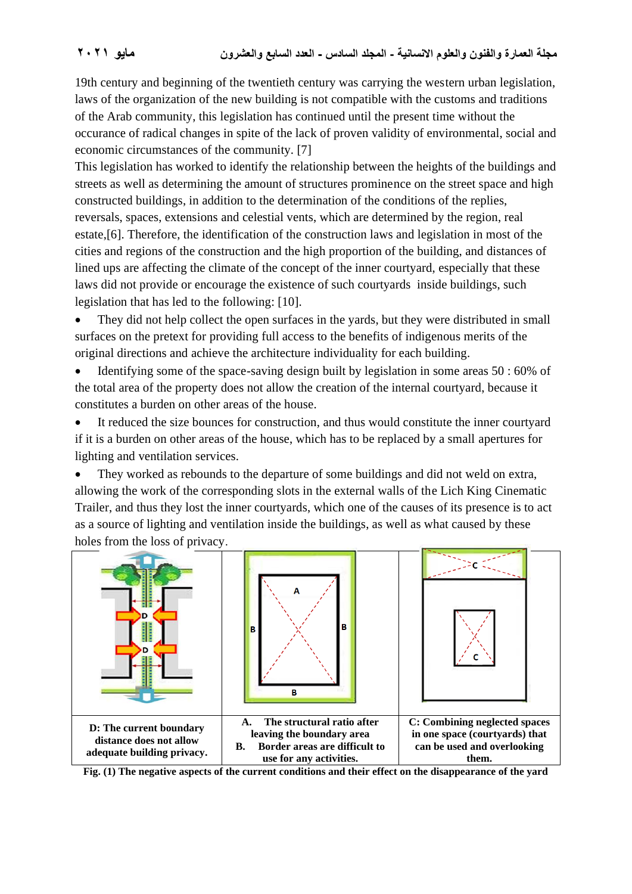19th century and beginning of the twentieth century was carrying the western urban legislation, laws of the organization of the new building is not compatible with the customs and traditions of the Arab community, this legislation has continued until the present time without the occurance of radical changes in spite of the lack of proven validity of environmental, social and economic circumstances of the community. [7]

This legislation has worked to identify the relationship between the heights of the buildings and streets as well as determining the amount of structures prominence on the street space and high constructed buildings, in addition to the determination of the conditions of the replies, reversals, spaces, extensions and celestial vents, which are determined by the region, real estate,[6]. Therefore, the identification of the construction laws and legislation in most of the cities and regions of the construction and the high proportion of the building, and distances of lined ups are affecting the climate of the concept of the inner courtyard, especially that these laws did not provide or encourage the existence of such courtyards inside buildings, such legislation that has led to the following: [10].

- They did not help collect the open surfaces in the yards, but they were distributed in small surfaces on the pretext for providing full access to the benefits of indigenous merits of the original directions and achieve the architecture individuality for each building.
- Identifying some of the space-saving design built by legislation in some areas 50 : 60% of the total area of the property does not allow the creation of the internal courtyard, because it constitutes a burden on other areas of the house.
- It reduced the size bounces for construction, and thus would constitute the inner courtyard if it is a burden on other areas of the house, which has to be replaced by a small apertures for lighting and ventilation services.
- They worked as rebounds to the departure of some buildings and did not weld on extra, allowing the work of the corresponding slots in the external walls of the Lich King Cinematic Trailer, and thus they lost the inner courtyards, which one of the causes of its presence is to act as a source of lighting and ventilation inside the buildings, as well as what caused by these holes from the loss of privacy.

| D: The current boundary distance does not allow adequate building privacy. | A. The structural ratio after leaving the boundary area<br>B. Border areas are difficult to use for any activities. | C: Combining neglected spaces in one space (courtyards) that can be used and overlooking them. |
|---|---|---|

**Fig. (1) The negative aspects of the current conditions and their effect on the disappearance of the yard**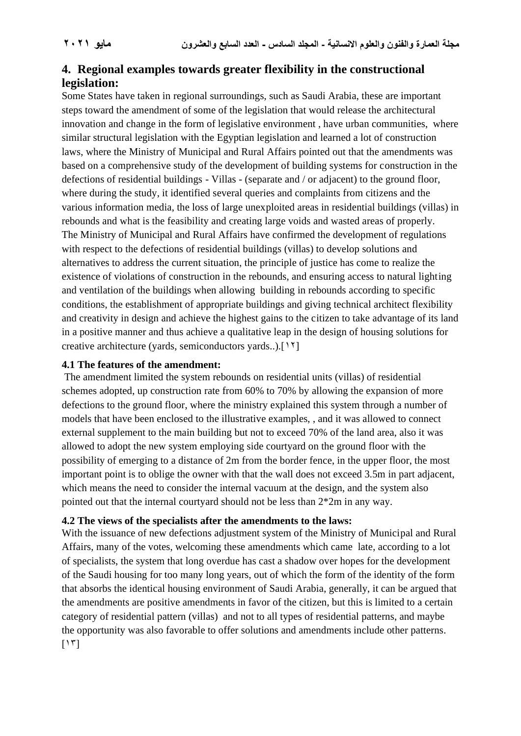## 4. Regional examples towards greater flexibility in the constructional legislation:

Some States have taken in regional surroundings, such as Saudi Arabia, these are important steps toward the amendment of some of the legislation that would release the architectural innovation and change in the form of legislative environment , have urban communities, where similar structural legislation with the Egyptian legislation and learned a lot of construction laws, where the Ministry of Municipal and Rural Affairs pointed out that the amendments was based on a comprehensive study of the development of building systems for construction in the defections of residential buildings - Villas - (separate and / or adjacent) to the ground floor, where during the study, it identified several queries and complaints from citizens and the various information media, the loss of large unexploited areas in residential buildings (villas) in rebounds and what is the feasibility and creating large voids and wasted areas of properly. The Ministry of Municipal and Rural Affairs have confirmed the development of regulations with respect to the defections of residential buildings (villas) to develop solutions and alternatives to address the current situation, the principle of justice has come to realize the existence of violations of construction in the rebounds, and ensuring access to natural lighting and ventilation of the buildings when allowing building in rebounds according to specific conditions, the establishment of appropriate buildings and giving technical architect flexibility and creativity in design and achieve the highest gains to the citizen to take advantage of its land in a positive manner and thus achieve a qualitative leap in the design of housing solutions for creative architecture (yards, semiconductors yards..).[١٢]

### 4.1 The features of the amendment:

The amendment limited the system rebounds on residential units (villas) of residential schemes adopted, up construction rate from 60% to 70% by allowing the expansion of more defections to the ground floor, where the ministry explained this system through a number of models that have been enclosed to the illustrative examples, , and it was allowed to connect external supplement to the main building but not to exceed 70% of the land area, also it was allowed to adopt the new system employing side courtyard on the ground floor with the possibility of emerging to a distance of 2m from the border fence, in the upper floor, the most important point is to oblige the owner with that the wall does not exceed 3.5m in part adjacent, which means the need to consider the internal vacuum at the design, and the system also pointed out that the internal courtyard should not be less than 2*2m in any way.

### 4.2 The views of the specialists after the amendments to the laws:

With the issuance of new defections adjustment system of the Ministry of Municipal and Rural Affairs, many of the votes, welcoming these amendments which came late, according to a lot of specialists, the system that long overdue has cast a shadow over hopes for the development of the Saudi housing for too many long years, out of which the form of the identity of the form that absorbs the identical housing environment of Saudi Arabia, generally, it can be argued that the amendments are positive amendments in favor of the citizen, but this is limited to a certain category of residential pattern (villas) and not to all types of residential patterns, and maybe the opportunity was also favorable to offer solutions and amendments include other patterns. [١٣]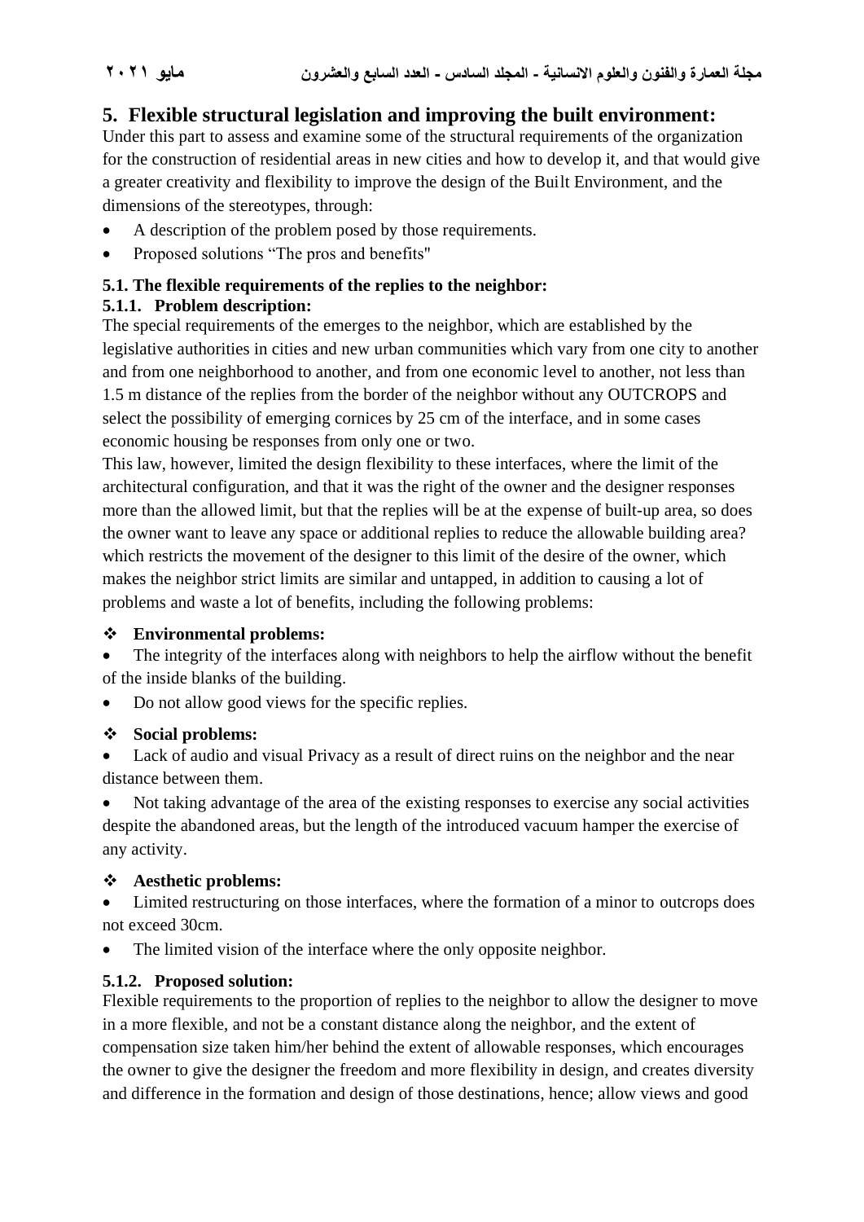## 5. Flexible structural legislation and improving the built environment:

Under this part to assess and examine some of the structural requirements of the organization for the construction of residential areas in new cities and how to develop it, and that would give a greater creativity and flexibility to improve the design of the Built Environment, and the dimensions of the stereotypes, through:

- A description of the problem posed by those requirements.
- Proposed solutions "The pros and benefits"

### 5.1. The flexible requirements of the replies to the neighbor:

#### 5.1.1. Problem description:

The special requirements of the emerges to the neighbor, which are established by the legislative authorities in cities and new urban communities which vary from one city to another and from one neighborhood to another, and from one economic level to another, not less than 1.5 m distance of the replies from the border of the neighbor without any OUTCROPS and select the possibility of emerging cornices by 25 cm of the interface, and in some cases economic housing be responses from only one or two.

This law, however, limited the design flexibility to these interfaces, where the limit of the architectural configuration, and that it was the right of the owner and the designer responses more than the allowed limit, but that the replies will be at the expense of built-up area, so does the owner want to leave any space or additional replies to reduce the allowable building area? which restricts the movement of the designer to this limit of the desire of the owner, which makes the neighbor strict limits are similar and untapped, in addition to causing a lot of problems and waste a lot of benefits, including the following problems:

❖ **Environmental problems:**

- The integrity of the interfaces along with neighbors to help the airflow without the benefit of the inside blanks of the building.
- Do not allow good views for the specific replies.

❖ **Social problems:**

- Lack of audio and visual Privacy as a result of direct ruins on the neighbor and the near distance between them.
- Not taking advantage of the area of the existing responses to exercise any social activities despite the abandoned areas, but the length of the introduced vacuum hamper the exercise of any activity.

❖ **Aesthetic problems:**

- Limited restructuring on those interfaces, where the formation of a minor to outcrops does not exceed 30cm.
- The limited vision of the interface where the only opposite neighbor.

#### 5.1.2. Proposed solution:

Flexible requirements to the proportion of replies to the neighbor to allow the designer to move in a more flexible, and not be a constant distance along the neighbor, and the extent of compensation size taken him/her behind the extent of allowable responses, which encourages the owner to give the designer the freedom and more flexibility in design, and creates diversity and difference in the formation and design of those destinations, hence; allow views and good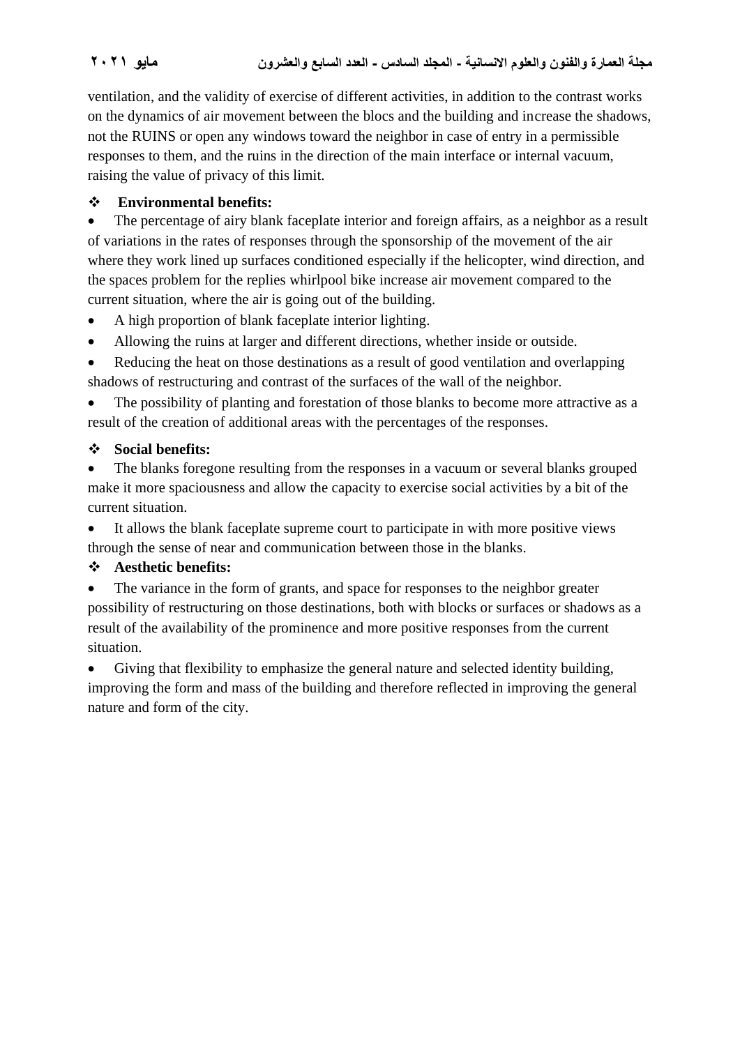ventilation, and the validity of exercise of different activities, in addition to the contrast works on the dynamics of air movement between the blocs and the building and increase the shadows, not the RUINS or open any windows toward the neighbor in case of entry in a permissible responses to them, and the ruins in the direction of the main interface or internal vacuum, raising the value of privacy of this limit.

❖ **Environmental benefits:**

- The percentage of airy blank faceplate interior and foreign affairs, as a neighbor as a result of variations in the rates of responses through the sponsorship of the movement of the air where they work lined up surfaces conditioned especially if the helicopter, wind direction, and the spaces problem for the replies whirlpool bike increase air movement compared to the current situation, where the air is going out of the building.
- A high proportion of blank faceplate interior lighting.
- Allowing the ruins at larger and different directions, whether inside or outside.
- Reducing the heat on those destinations as a result of good ventilation and overlapping shadows of restructuring and contrast of the surfaces of the wall of the neighbor.
- The possibility of planting and forestation of those blanks to become more attractive as a result of the creation of additional areas with the percentages of the responses.

❖ **Social benefits:**

- The blanks foregone resulting from the responses in a vacuum or several blanks grouped make it more spaciousness and allow the capacity to exercise social activities by a bit of the current situation.
- It allows the blank faceplate supreme court to participate in with more positive views through the sense of near and communication between those in the blanks.

❖ **Aesthetic benefits:**

- The variance in the form of grants, and space for responses to the neighbor greater possibility of restructuring on those destinations, both with blocks or surfaces or shadows as a result of the availability of the prominence and more positive responses from the current situation.
- Giving that flexibility to emphasize the general nature and selected identity building, improving the form and mass of the building and therefore reflected in improving the general nature and form of the city.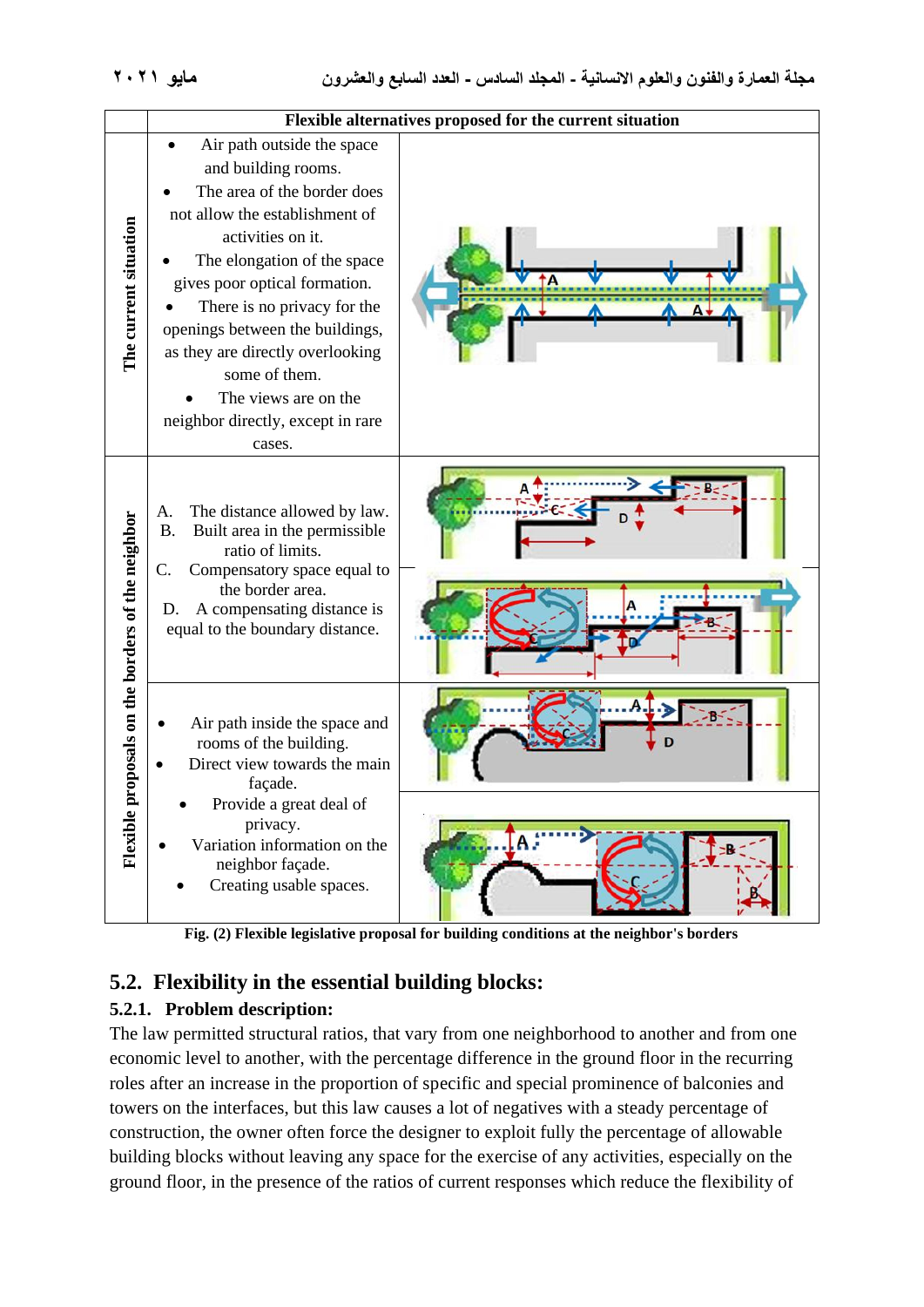| | Flexible alternatives proposed for the current situation | |
|---|---|---|
| The current situation | • Air path outside the space and building rooms.<br>• The area of the border does not allow the establishment of activities on it.<br>• The elongation of the space gives poor optical formation.<br>• There is no privacy for the openings between the buildings, as they are directly overlooking some of them.<br>• The views are on the neighbor directly, except in rare cases. | |
| Flexible proposals on the borders of the neighbor | A. The distance allowed by law.<br>B. Built area in the permissible ratio of limits.<br>C. Compensatory space equal to the border area.<br>D. A compensating distance is equal to the boundary distance. | |
| | • Air path inside the space and rooms of the building.<br>• Direct view towards the main façade.<br>• Provide a great deal of privacy.<br>• Variation information on the neighbor façade.<br>• Creating usable spaces. | |

Fig. (2) Flexible legislative proposal for building conditions at the neighbor's borders

## 5.2. Flexibility in the essential building blocks:

### 5.2.1. Problem description:

The law permitted structural ratios, that vary from one neighborhood to another and from one economic level to another, with the percentage difference in the ground floor in the recurring roles after an increase in the proportion of specific and special prominence of balconies and towers on the interfaces, but this law causes a lot of negatives with a steady percentage of construction, the owner often force the designer to exploit fully the percentage of allowable building blocks without leaving any space for the exercise of any activities, especially on the ground floor, in the presence of the ratios of current responses which reduce the flexibility of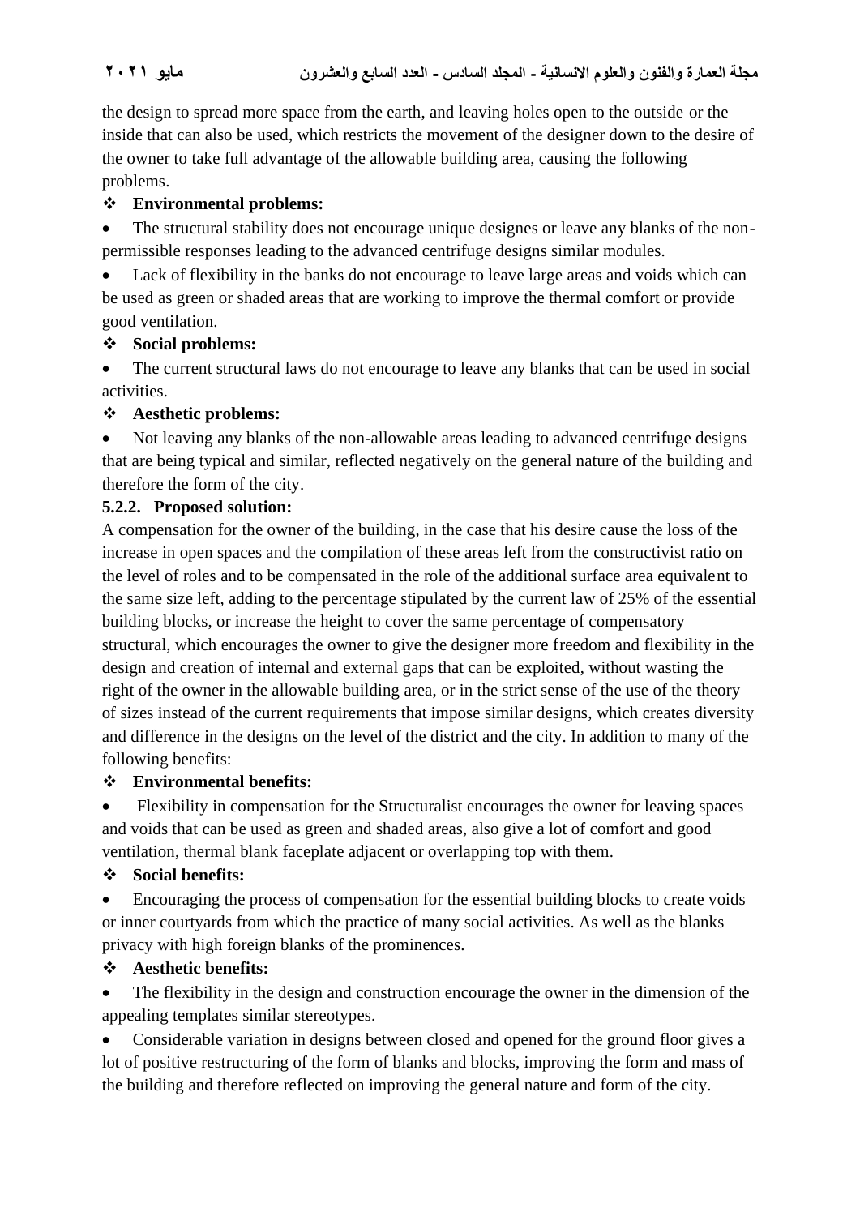the design to spread more space from the earth, and leaving holes open to the outside or the inside that can also be used, which restricts the movement of the designer down to the desire of the owner to take full advantage of the allowable building area, causing the following problems.

❖ **Environmental problems:**

- The structural stability does not encourage unique designes or leave any blanks of the non-permissible responses leading to the advanced centrifuge designs similar modules.
- Lack of flexibility in the banks do not encourage to leave large areas and voids which can be used as green or shaded areas that are working to improve the thermal comfort or provide good ventilation.

❖ **Social problems:**

- The current structural laws do not encourage to leave any blanks that can be used in social activities.

❖ **Aesthetic problems:**

- Not leaving any blanks of the non-allowable areas leading to advanced centrifuge designs that are being typical and similar, reflected negatively on the general nature of the building and therefore the form of the city.

### 5.2.2. Proposed solution:

A compensation for the owner of the building, in the case that his desire cause the loss of the increase in open spaces and the compilation of these areas left from the constructivist ratio on the level of roles and to be compensated in the role of the additional surface area equivalent to the same size left, adding to the percentage stipulated by the current law of 25% of the essential building blocks, or increase the height to cover the same percentage of compensatory structural, which encourages the owner to give the designer more freedom and flexibility in the design and creation of internal and external gaps that can be exploited, without wasting the right of the owner in the allowable building area, or in the strict sense of the use of the theory of sizes instead of the current requirements that impose similar designs, which creates diversity and difference in the designs on the level of the district and the city. In addition to many of the following benefits:

❖ **Environmental benefits:**

- Flexibility in compensation for the Structuralist encourages the owner for leaving spaces and voids that can be used as green and shaded areas, also give a lot of comfort and good ventilation, thermal blank faceplate adjacent or overlapping top with them.

❖ **Social benefits:**

- Encouraging the process of compensation for the essential building blocks to create voids or inner courtyards from which the practice of many social activities. As well as the blanks privacy with high foreign blanks of the prominences.

❖ **Aesthetic benefits:**

- The flexibility in the design and construction encourage the owner in the dimension of the appealing templates similar stereotypes.
- Considerable variation in designs between closed and opened for the ground floor gives a lot of positive restructuring of the form of blanks and blocks, improving the form and mass of the building and therefore reflected on improving the general nature and form of the city.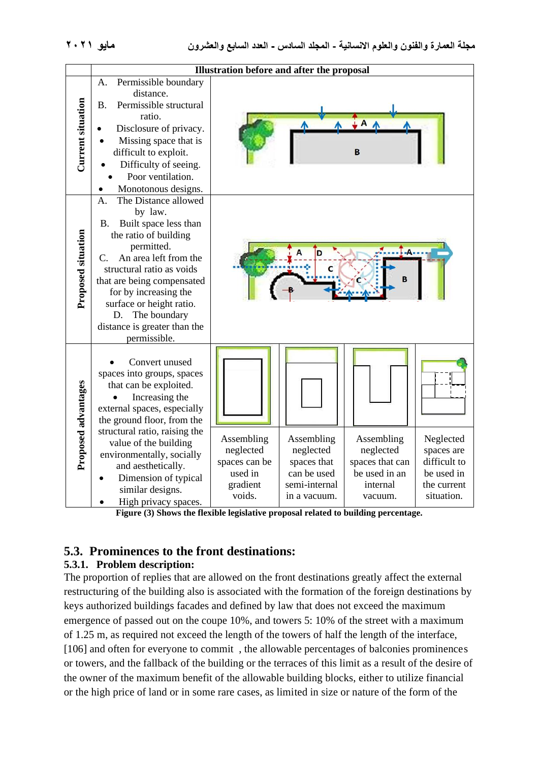| | Illustration before and after the proposal | | | |
|---|---|---|---|---|
| **Current situation** | A. Permissible boundary distance.<br>B. Permissible structural ratio.<br>• Disclosure of privacy.<br>• Missing space that is difficult to exploit.<br>• Difficulty of seeing.<br>• Poor ventilation.<br>• Monotonous designs. | | | |
| **Proposed situation** | A. The Distance allowed by law.<br>B. Built space less than the ratio of building permitted.<br>C. An area left from the structural ratio as voids that are being compensated for by increasing the surface or height ratio.<br>D. The boundary distance is greater than the permissible. | | | |
| **Proposed advantages** | • Convert unused spaces into groups, spaces that can be exploited.<br>• Increasing the external spaces, especially the ground floor, from the structural ratio, raising the value of the building environmentally, socially and aesthetically.<br>• Dimension of typical similar designs.<br>• High privacy spaces. | Assembling neglected spaces can be used in gradient voids. | Assembling neglected spaces that can be used semi-internal in a vacuum. | Assembling neglected spaces that can be used in an internal vacuum. | Neglected spaces are difficult to be used in the current situation. |

**Figure (3) Shows the flexible legislative proposal related to building percentage.**

## 5.3. Prominences to the front destinations:

### 5.3.1. Problem description:

The proportion of replies that are allowed on the front destinations greatly affect the external restructuring of the building also is associated with the formation of the foreign destinations by keys authorized buildings facades and defined by law that does not exceed the maximum emergence of passed out on the coupe 10%, and towers 5: 10% of the street with a maximum of 1.25 m, as required not exceed the length of the towers of half the length of the interface, [106] and often for everyone to commit , the allowable percentages of balconies prominences or towers, and the fallback of the building or the terraces of this limit as a result of the desire of the owner of the maximum benefit of the allowable building blocks, either to utilize financial or the high price of land or in some rare cases, as limited in size or nature of the form of the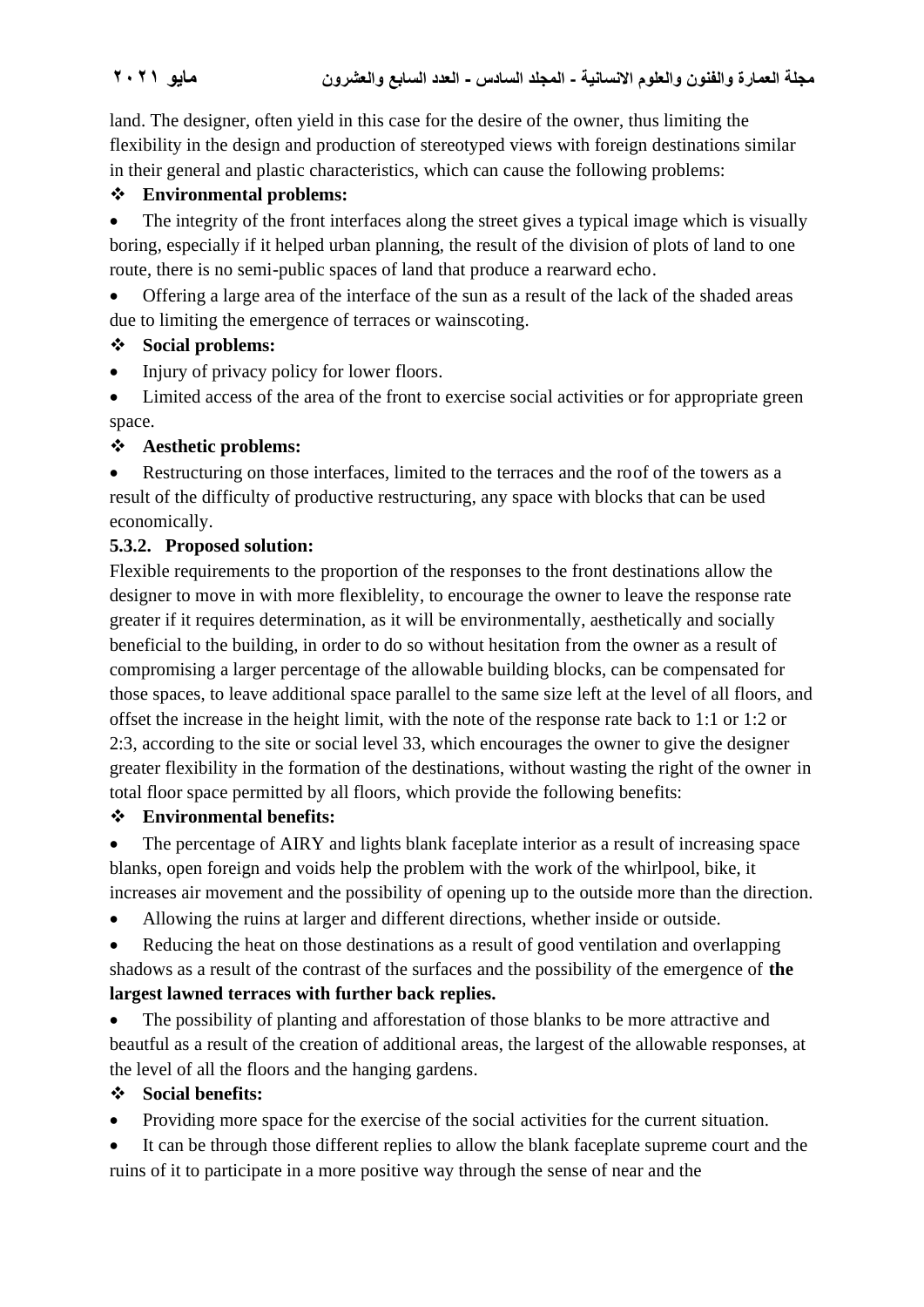land. The designer, often yield in this case for the desire of the owner, thus limiting the flexibility in the design and production of stereotyped views with foreign destinations similar in their general and plastic characteristics, which can cause the following problems:

❖ **Environmental problems:**

- The integrity of the front interfaces along the street gives a typical image which is visually boring, especially if it helped urban planning, the result of the division of plots of land to one route, there is no semi-public spaces of land that produce a rearward echo.
- Offering a large area of the interface of the sun as a result of the lack of the shaded areas due to limiting the emergence of terraces or wainscoting.

❖ **Social problems:**

- Injury of privacy policy for lower floors.
- Limited access of the area of the front to exercise social activities or for appropriate green space.

❖ **Aesthetic problems:**

- Restructuring on those interfaces, limited to the terraces and the roof of the towers as a result of the difficulty of productive restructuring, any space with blocks that can be used economically.

**5.3.2. Proposed solution:**

Flexible requirements to the proportion of the responses to the front destinations allow the designer to move in with more flexiblelity, to encourage the owner to leave the response rate greater if it requires determination, as it will be environmentally, aesthetically and socially beneficial to the building, in order to do so without hesitation from the owner as a result of compromising a larger percentage of the allowable building blocks, can be compensated for those spaces, to leave additional space parallel to the same size left at the level of all floors, and offset the increase in the height limit, with the note of the response rate back to 1:1 or 1:2 or 2:3, according to the site or social level 33, which encourages the owner to give the designer greater flexibility in the formation of the destinations, without wasting the right of the owner in total floor space permitted by all floors, which provide the following benefits:

❖ **Environmental benefits:**

- The percentage of AIRY and lights blank faceplate interior as a result of increasing space blanks, open foreign and voids help the problem with the work of the whirlpool, bike, it increases air movement and the possibility of opening up to the outside more than the direction.
- Allowing the ruins at larger and different directions, whether inside or outside.
- Reducing the heat on those destinations as a result of good ventilation and overlapping shadows as a result of the contrast of the surfaces and the possibility of the emergence of **the largest lawned terraces with further back replies.**
- The possibility of planting and afforestation of those blanks to be more attractive and beautful as a result of the creation of additional areas, the largest of the allowable responses, at the level of all the floors and the hanging gardens.

❖ **Social benefits:**

- Providing more space for the exercise of the social activities for the current situation.
- It can be through those different replies to allow the blank faceplate supreme court and the ruins of it to participate in a more positive way through the sense of near and the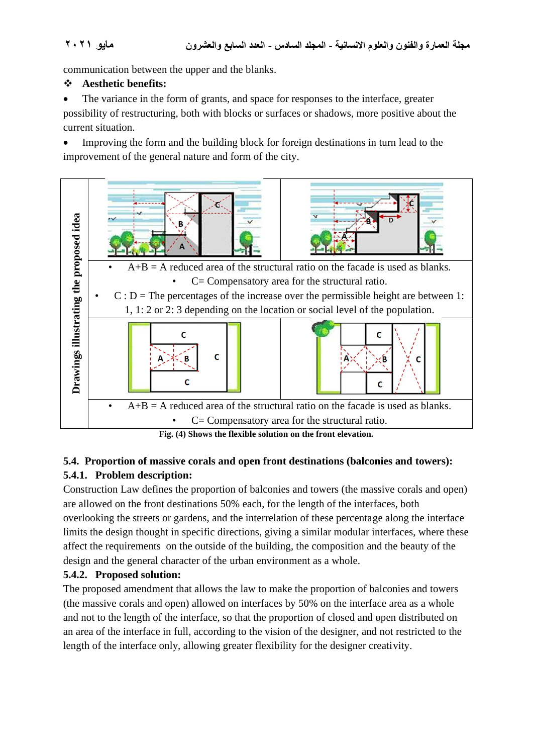communication between the upper and the blanks.

❖ **Aesthetic benefits:**

- The variance in the form of grants, and space for responses to the interface, greater possibility of restructuring, both with blocks or surfaces or shadows, more positive about the current situation.
- Improving the form and the building block for foreign destinations in turn lead to the improvement of the general nature and form of the city.

**Drawings illustrating the proposed idea**

- A+B = A reduced area of the structural ratio on the facade is used as blanks.
- C= Compensatory area for the structural ratio.
- C : D = The percentages of the increase over the permissible height are between 1: 1, 1: 2 or 2: 3 depending on the location or social level of the population.

- A+B = A reduced area of the structural ratio on the facade is used as blanks.
- C= Compensatory area for the structural ratio.

**Fig. (4) Shows the flexible solution on the front elevation.**

### 5.4. Proportion of massive corals and open front destinations (balconies and towers):

#### 5.4.1. Problem description:

Construction Law defines the proportion of balconies and towers (the massive corals and open) are allowed on the front destinations 50% each, for the length of the interfaces, both overlooking the streets or gardens, and the interrelation of these percentage along the interface limits the design thought in specific directions, giving a similar modular interfaces, where these affect the requirements on the outside of the building, the composition and the beauty of the design and the general character of the urban environment as a whole.

#### 5.4.2. Proposed solution:

The proposed amendment that allows the law to make the proportion of balconies and towers (the massive corals and open) allowed on interfaces by 50% on the interface area as a whole and not to the length of the interface, so that the proportion of closed and open distributed on an area of the interface in full, according to the vision of the designer, and not restricted to the length of the interface only, allowing greater flexibility for the designer creativity.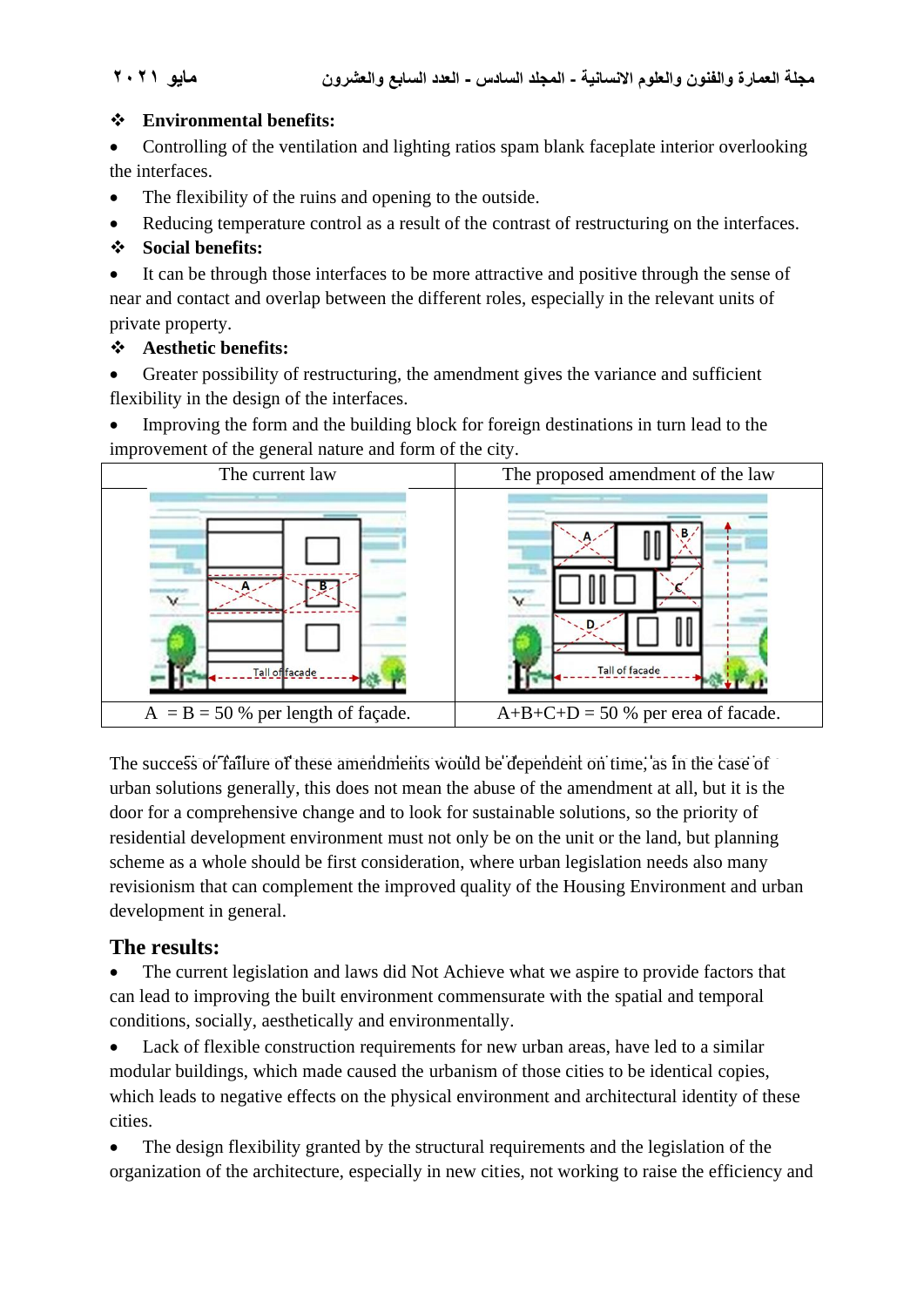❖ **Environmental benefits:**

- Controlling of the ventilation and lighting ratios spam blank faceplate interior overlooking the interfaces.
- The flexibility of the ruins and opening to the outside.
- Reducing temperature control as a result of the contrast of restructuring on the interfaces.

❖ **Social benefits:**

- It can be through those interfaces to be more attractive and positive through the sense of near and contact and overlap between the different roles, especially in the relevant units of private property.

❖ **Aesthetic benefits:**

- Greater possibility of restructuring, the amendment gives the variance and sufficient flexibility in the design of the interfaces.
- Improving the form and the building block for foreign destinations in turn lead to the improvement of the general nature and form of the city.

| The current law | The proposed amendment of the law |
|---|---|
| | |
| A = B = 50 % per length of façade. | A+B+C+D = 50 % per erea of facade. |

The success or failure of these amendments would be dependent on time, as in the case of urban solutions generally, this does not mean the abuse of the amendment at all, but it is the door for a comprehensive change and to look for sustainable solutions, so the priority of residential development environment must not only be on the unit or the land, but planning scheme as a whole should be first consideration, where urban legislation needs also many revisionism that can complement the improved quality of the Housing Environment and urban development in general.

## The results:

- The current legislation and laws did Not Achieve what we aspire to provide factors that can lead to improving the built environment commensurate with the spatial and temporal conditions, socially, aesthetically and environmentally.
- Lack of flexible construction requirements for new urban areas, have led to a similar modular buildings, which made caused the urbanism of those cities to be identical copies, which leads to negative effects on the physical environment and architectural identity of these cities.
- The design flexibility granted by the structural requirements and the legislation of the organization of the architecture, especially in new cities, not working to raise the efficiency and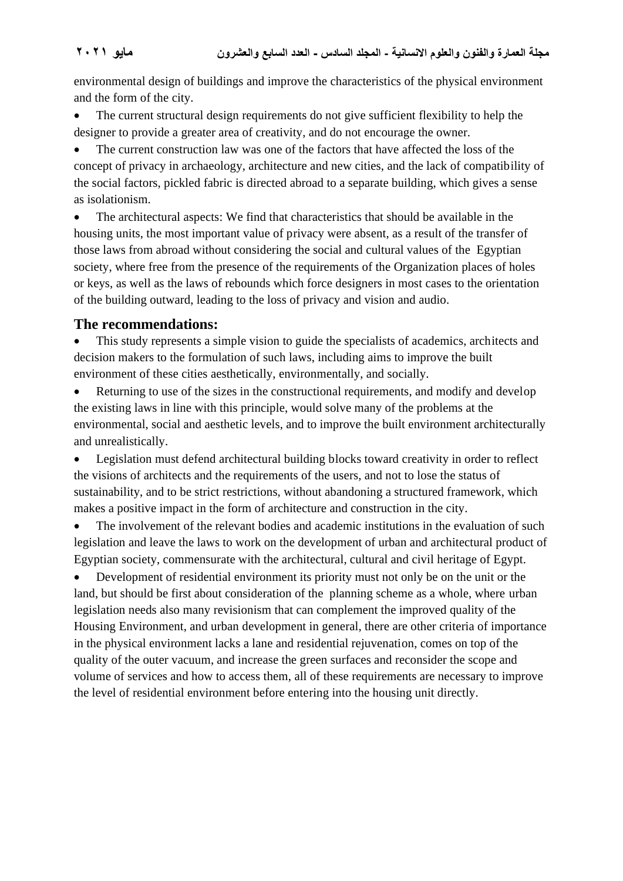environmental design of buildings and improve the characteristics of the physical environment and the form of the city.

- The current structural design requirements do not give sufficient flexibility to help the designer to provide a greater area of creativity, and do not encourage the owner.
- The current construction law was one of the factors that have affected the loss of the concept of privacy in archaeology, architecture and new cities, and the lack of compatibility of the social factors, pickled fabric is directed abroad to a separate building, which gives a sense as isolationism.
- The architectural aspects: We find that characteristics that should be available in the housing units, the most important value of privacy were absent, as a result of the transfer of those laws from abroad without considering the social and cultural values of the Egyptian society, where free from the presence of the requirements of the Organization places of holes or keys, as well as the laws of rebounds which force designers in most cases to the orientation of the building outward, leading to the loss of privacy and vision and audio.

## The recommendations:

- This study represents a simple vision to guide the specialists of academics, architects and decision makers to the formulation of such laws, including aims to improve the built environment of these cities aesthetically, environmentally, and socially.
- Returning to use of the sizes in the constructional requirements, and modify and develop the existing laws in line with this principle, would solve many of the problems at the environmental, social and aesthetic levels, and to improve the built environment architecturally and unrealistically.
- Legislation must defend architectural building blocks toward creativity in order to reflect the visions of architects and the requirements of the users, and not to lose the status of sustainability, and to be strict restrictions, without abandoning a structured framework, which makes a positive impact in the form of architecture and construction in the city.
- The involvement of the relevant bodies and academic institutions in the evaluation of such legislation and leave the laws to work on the development of urban and architectural product of Egyptian society, commensurate with the architectural, cultural and civil heritage of Egypt.
- Development of residential environment its priority must not only be on the unit or the land, but should be first about consideration of the planning scheme as a whole, where urban legislation needs also many revisionism that can complement the improved quality of the Housing Environment, and urban development in general, there are other criteria of importance in the physical environment lacks a lane and residential rejuvenation, comes on top of the quality of the outer vacuum, and increase the green surfaces and reconsider the scope and volume of services and how to access them, all of these requirements are necessary to improve the level of residential environment before entering into the housing unit directly.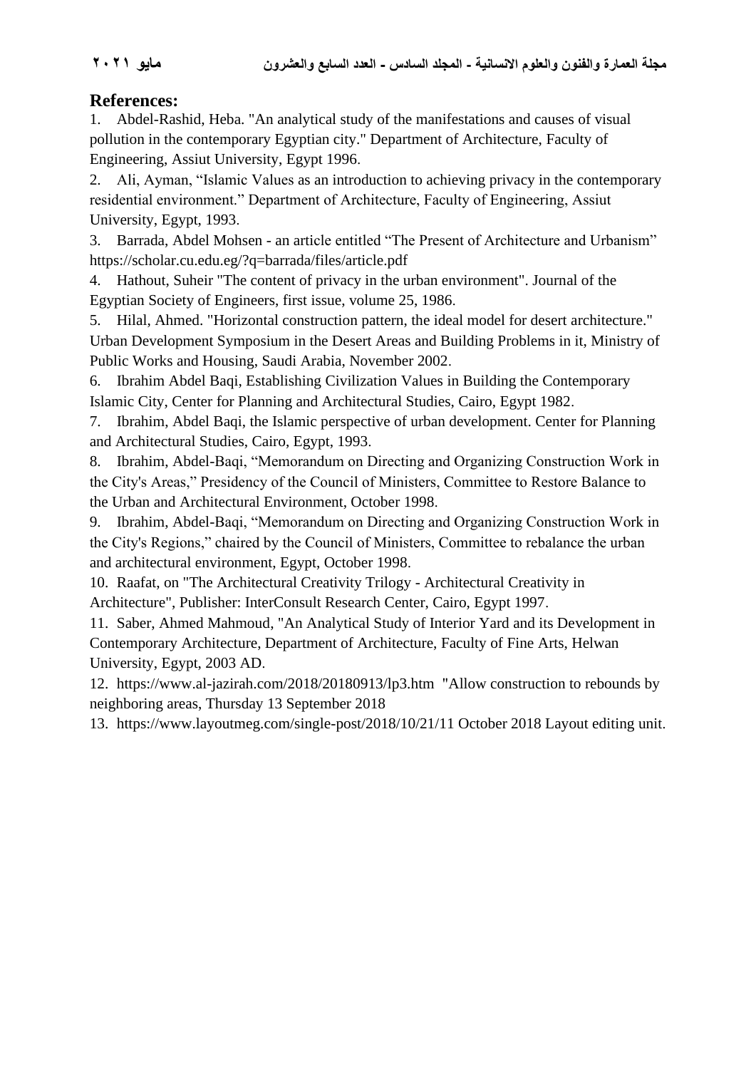## References:

1. Abdel-Rashid, Heba. "An analytical study of the manifestations and causes of visual pollution in the contemporary Egyptian city." Department of Architecture, Faculty of Engineering, Assiut University, Egypt 1996.
2. Ali, Ayman, “Islamic Values as an introduction to achieving privacy in the contemporary residential environment.” Department of Architecture, Faculty of Engineering, Assiut University, Egypt, 1993.
3. Barrada, Abdel Mohsen - an article entitled “The Present of Architecture and Urbanism” https://scholar.cu.edu.eg/?q=barrada/files/article.pdf
4. Hathout, Suheir "The content of privacy in the urban environment". Journal of the Egyptian Society of Engineers, first issue, volume 25, 1986.
5. Hilal, Ahmed. "Horizontal construction pattern, the ideal model for desert architecture." Urban Development Symposium in the Desert Areas and Building Problems in it, Ministry of Public Works and Housing, Saudi Arabia, November 2002.
6. Ibrahim Abdel Baqi, Establishing Civilization Values in Building the Contemporary Islamic City, Center for Planning and Architectural Studies, Cairo, Egypt 1982.
7. Ibrahim, Abdel Baqi, the Islamic perspective of urban development. Center for Planning and Architectural Studies, Cairo, Egypt, 1993.
8. Ibrahim, Abdel-Baqi, “Memorandum on Directing and Organizing Construction Work in the City's Areas,” Presidency of the Council of Ministers, Committee to Restore Balance to the Urban and Architectural Environment, October 1998.
9. Ibrahim, Abdel-Baqi, “Memorandum on Directing and Organizing Construction Work in the City's Regions,” chaired by the Council of Ministers, Committee to rebalance the urban and architectural environment, Egypt, October 1998.
10. Raafat, on "The Architectural Creativity Trilogy - Architectural Creativity in Architecture", Publisher: InterConsult Research Center, Cairo, Egypt 1997.
11. Saber, Ahmed Mahmoud, "An Analytical Study of Interior Yard and its Development in Contemporary Architecture, Department of Architecture, Faculty of Fine Arts, Helwan University, Egypt, 2003 AD.
12. https://www.al-jazirah.com/2018/20180913/lp3.htm "Allow construction to rebounds by neighboring areas, Thursday 13 September 2018
13. https://www.layoutmeg.com/single-post/2018/10/21/11 October 2018 Layout editing unit.